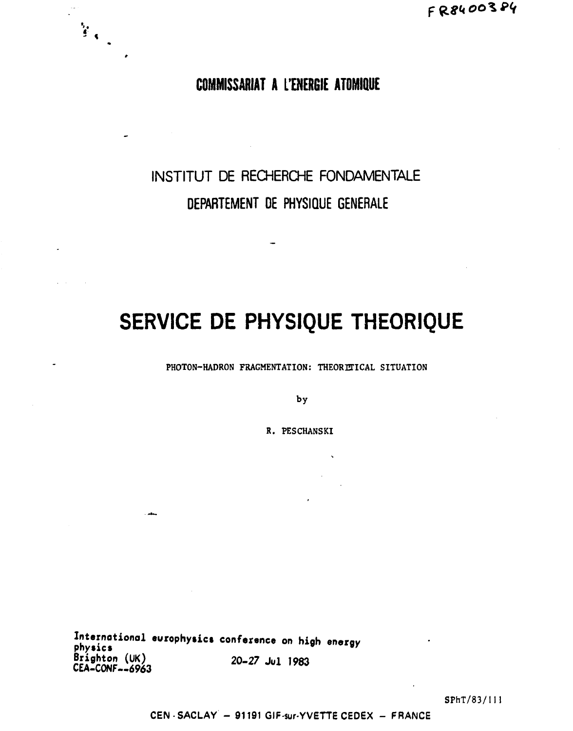FR8400384

# COMMISSARIAT A L'ENERGIE ATOMIQUE

## INSTITUT DE RECHERCHE FONDAMENTALE

## DEPARTEMENT DE PHYSIQUE GENERALE

# SERVICE DE PHYSIQUE THEORIQUE

PHOTON-HADRON FRAGMENTATION: THEORETICAL SITUATION

by

R. PESCHANSKI

International europhysics conference on high energy physics
Brighton (UK) 20-27 Jul 1983
CEA-CONF--6963

SPhT/83/111

CEN - SACLAY – 91191 GIF-sur-YVETTE CEDEX – FRANCE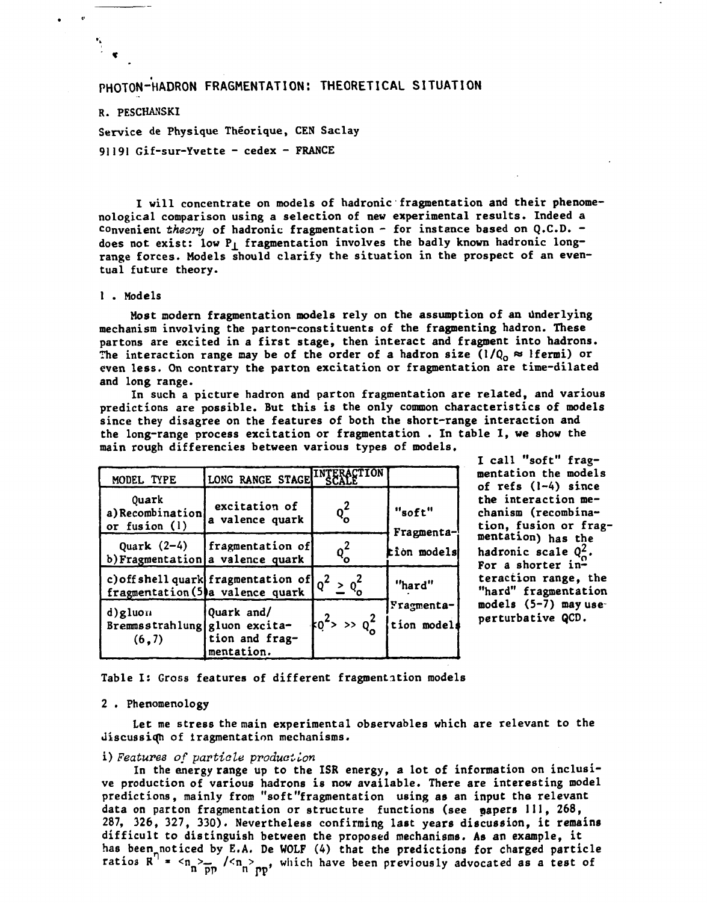# PHOTON-HADRON FRAGMENTATION: THEORETICAL SITUATION

R. PESCHANSKI

Service de Physique Théorique, CEN Saclay

91191 Gif-sur-Yvette - cedex - FRANCE

I will concentrate on models of hadronic fragmentation and their phenomenological comparison using a selection of new experimental results. Indeed a convenient *theory* of hadronic fragmentation - for instance based on Q.C.D. - does not exist: low $P_\perp$ fragmentation involves the badly known hadronic long-range forces. Models should clarify the situation in the prospect of an eventual future theory.

## 1 . Models

Most modern fragmentation models rely on the assumption of an underlying mechanism involving the parton-constituents of the fragmenting hadron. These partons are excited in a first stage, then interact and fragment into hadrons. The interaction range may be of the order of a hadron size ($1/Q_o \approx$ 1fermi) or even less. On contrary the parton excitation or fragmentation are time-dilated and long range.

In such a picture hadron and parton fragmentation are related, and various predictions are possible. But this is the only common characteristics of models since they disagree on the features of both the short-range interaction and the long-range process excitation or fragmentation . In table I, we show the main rough differencies between various types of models.

| MODEL TYPE | LONG RANGE STAGE | INTERACTION SCALE | |
|---|---|---|---|
| a) Quark Recombination or fusion (1) | excitation of a valence quark | $Q_o^2$ | "soft" Fragmentation models |
| b) Quark (2-4) Fragmentation | fragmentation of a valence quark | $Q_o^2$ | |
| c) offshell quark fragmentation (5) | fragmentation of a valence quark | $Q^2 \geq Q_o^2$ | "hard" Fragmentation models |
| d) gluon Bremmsstrahlung (6,7) | Quark and/ gluon excitation and fragmentation. | $Q^2 >> Q_o^2$ | |

Table I: Gross features of different fragmentation models

I call "soft" fragmentation the models of refs (1-4) since the interaction mechanism (recombination, fusion or fragmentation) has the hadronic scale $Q_o^2$. For a shorter interaction range, the "hard" fragmentation models (5-7) may use perturbative QCD.

## 2 . Phenomenology

Let me stress the main experimental observables which are relevant to the discussion of fragmentation mechanisms.

i) *Features of particle production*

In the energy range up to the ISR energy, a lot of information on inclusive production of various hadrons is now available. There are interesting model predictions, mainly from "soft"fragmentation using as an input the relevant data on parton fragmentation or structure functions (see papers 111, 268, 287, 326, 327, 330). Nevertheless confirming last years discussion, it remains difficult to distinguish between the proposed mechanisms. As an example, it has been noticed by E.A. De WOLF (4) that the predictions for charged particle ratios $R^n = \langle n_n \rangle_{\bar{p}p} / \langle n_n \rangle_{pp}$, which have been previously advocated as a test of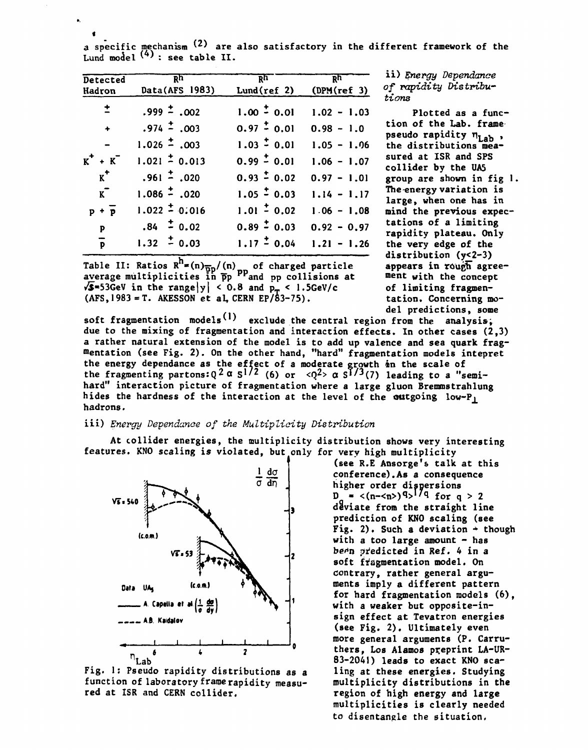a specific mechanism [2] are also satisfactory in the different framework of the Lund model [4] : see table II.

| Detected Hadron | $R^h$ Data(AFS 1983) | $R^h$ Lund(ref 2) | $R^h$ (DPM(ref 3) |
|---|---|---|---|
| $\pm$ | $.999 \pm .002$ | $1.00 \pm 0.01$ | $1.02 - 1.03$ |
| $+$ | $.974 \pm .003$ | $0.97 \pm 0.01$ | $0.98 - 1.0$ |
| $-$ | $1.026 \pm .003$ | $1.03 \pm 0.01$ | $1.05 - 1.06$ |
| $K^+ + K^-$ | $1.021 \pm 0.013$ | $0.99 \pm 0.01$ | $1.06 - 1.07$ |
| $K^+$ | $.961 \pm .020$ | $0.93 \pm 0.02$ | $0.97 - 1.01$ |
| $K^-$ | $1.086 \pm .020$ | $1.05 \pm 0.03$ | $1.14 - 1.17$ |
| $p + \bar{p}$ | $1.022 \pm 0.016$ | $1.01 \pm 0.02$ | $1.06 - 1.08$ |
| $p$ | $.84 \pm 0.02$ | $0.89 \pm 0.03$ | $0.92 - 0.97$ |
| $\bar{p}$ | $1.32 \pm 0.03$ | $1.17 \pm 0.04$ | $1.21 - 1.26$ |

Table II: Ratios $R^h = (n)_{\bar{p}p}/(n)_{pp}$ of charged particle average multiplicities in $\bar{p}p$ and $pp$ collisions at $\sqrt{s}=53$GeV in the range $|y| < 0.8$ and $p_T < 1.5$GeV/c (AFS,1983 = T. AKESSON et al, CERN EP/83-75).

### ii) *Energy Dependance of rapidity Distributions*

Plotted as a function of the Lab. frame pseudo rapidity $\eta_{Lab}$, the distributions measured at ISR and SPS collider by the UA5 group are shown in fig 1. The energy variation is large, when one has in mind the previous expectations of a limiting rapidity plateau. Only the very edge of the distribution ($y<2-3$) appears in rough agreement with the concept of limiting fragmentation. Concerning model predictions, some soft fragmentation models [1] exclude the central region from the analysis, due to the mixing of fragmentation and interaction effects. In other cases (2,3) a rather natural extension of the model is to add up valence and sea quark fragmentation (see Fig. 2). On the other hand, "hard" fragmentation models intepret the energy dependance as the effect of a moderate growth in the scale of the fragmenting partons: $Q^2 \alpha\, S^{1/2}$ (6) or $\langle Q^2 \rangle \alpha\, S^{1/3}$(7) leading to a "semi-hard" interaction picture of fragmentation where a large gluon Bremmstrahlung hides the hardness of the interaction at the level of the outgoing low-$P_\perp$ hadrons.

### iii) *Energy Dependance of the Multiplicity Distribution*

At collider energies, the multiplicity distribution shows very interesting features. KNO scaling is violated, but only for very high multiplicity (see R.E Ansorge's talk at this conference). As a consequence higher order dispersions $D_q = \langle (n-\langle n \rangle)^q \rangle^{1/q}$ for $q > 2$ deviate from the straight line prediction of KNO scaling (see Fig. 2). Such a deviation - though with a too large amount - has been predicted in Ref. 4 in a soft fragmentation model. On contrary, rather general arguments imply a different pattern for hard fragmentation models (6), with a weaker but opposite-in-sign effect at Tevatron energies (see Fig. 2). Ultimately even more general arguments (P. Carruthers, Los Alamos preprint LA-UR-83-2041) leads to exact KNO scaling at these energies. Studying multiplicity distributions in the region of high energy and large multiplicities is clearly needed to disentangle the situation.

Fig. 1: Pseudo rapidity distributions as a function of laboratory frame rapidity measured at ISR and CERN collider.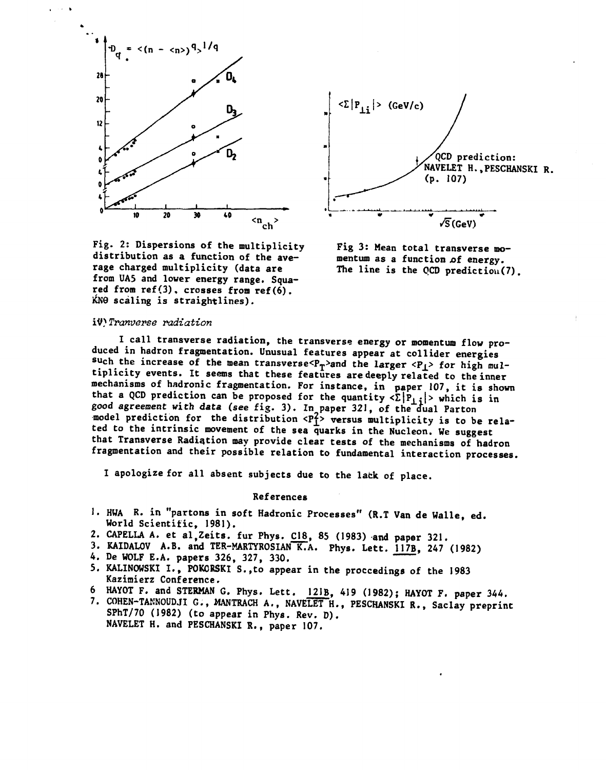$D_q = <(n - <n>)^q>^{1/q}$

$D_4$

$D_3$

$D_2$

28
20
12
4
0
4
0
4
0

10 20 30 40 $<n_{ch}>$

Fig. 2: Dispersions of the multiplicity distribution as a function of the average charged multiplicity (data are from UA5 and lower energy range. Squared from ref(3), crosses from ref(6). KNO scaling is straightlines).

$<\Sigma|P_{\perp i}|>$ (GeV/c)

QCD prediction:
NAVELET H., PESCHANSKI R.
(p. 107)

$\sqrt{S}$(GeV)

Fig 3: Mean total transverse momentum as a function of energy. The line is the QCD prediction(7).

### iv) *Tranverse radiation*

I call transverse radiation, the transverse energy or momentum flow produced in hadron fragmentation. Unusual features appear at collider energies such the increase of the mean transverse $<P_T>$ and the larger $<P_\perp>$ for high multiplicity events. It seems that these features are deeply related to the inner mechanisms of hadronic fragmentation. For instance, in paper 107, it is shown that a QCD prediction can be proposed for the quantity $<\Sigma|P_{\perp i}|>$ which is in *good agreement with data (see fig. 3)*. In paper 321, of the dual Parton model prediction for the distribution $<P_\perp^2>$ versus multiplicity is to be related to the intrinsic movement of the sea quarks in the Nucleon. We suggest that Transverse Radiation may provide clear tests of the mechanisms of hadron fragmentation and their possible relation to fundamental interaction processes.

I apologize for all absent subjects due to the lack of place.

## References

1. HWA R. in "partons in soft Hadronic Processes" (R.T Van de Walle, ed. World Scientific, 1981).
2. CAPELLA A. et al, Zeits. fur Phys. C18, 85 (1983) and paper 321.
3. KAIDALOV A.B. and TER-MARTYROSIAN K.A. Phys. Lett. 117B, 247 (1982)
4. De WOLF E.A. papers 326, 327, 330.
5. KALINOWSKI I., POKORSKI S., to appear in the proccedings of the 1983 Kazimierz Conference.
6. HAYOT F. and STERMAN G. Phys. Lett. 121B, 419 (1982); HAYOT F. paper 344.
7. COHEN-TANNOUDJI G., MANTRACH A., NAVELET H., PESCHANSKI R., Saclay preprint SPhT/70 (1982) (to appear in Phys. Rev. D).
   NAVELET H. and PESCHANSKI R., paper 107.